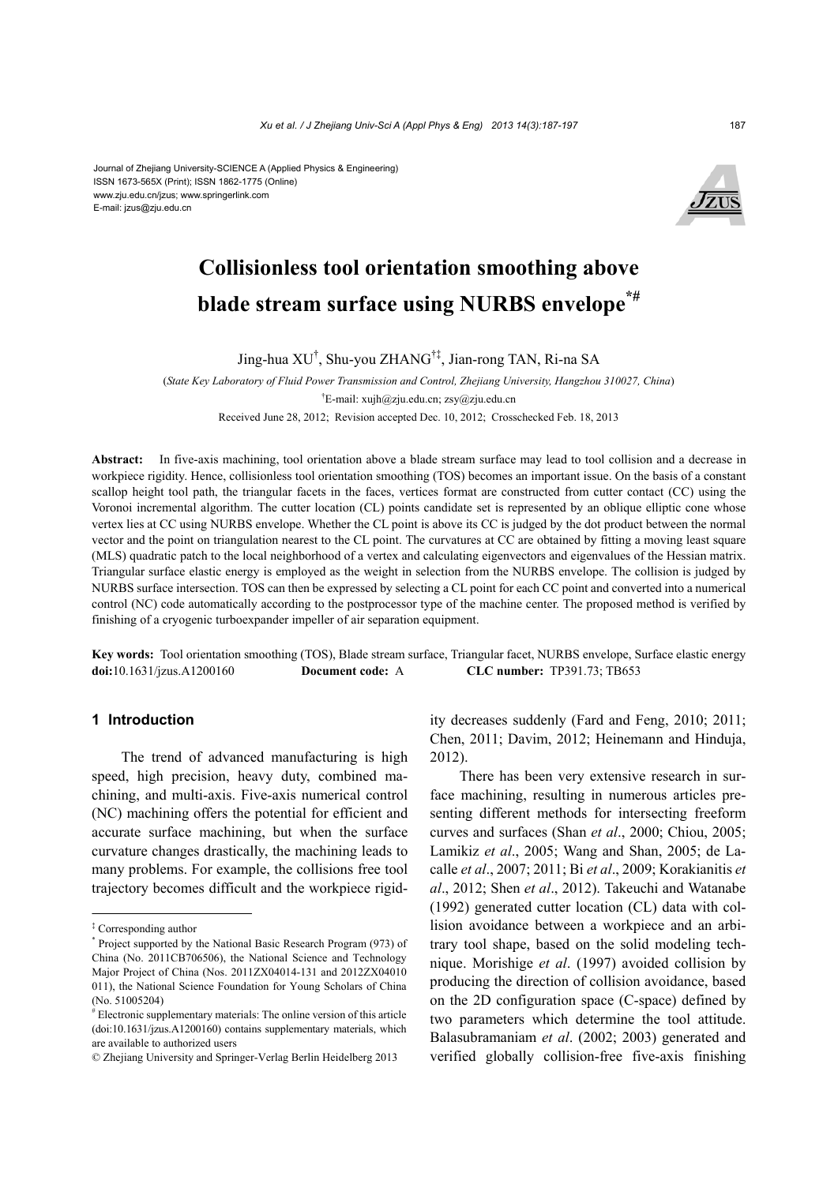Journal of Zhejiang University-SCIENCE A (Applied Physics & Engineering)
ISSN 1673-565X (Print); ISSN 1862-1775 (Online)
www.zju.edu.cn/jzus; www.springerlink.com
E-mail: jzus@zju.edu.cn

# Collisionless tool orientation smoothing above blade stream surface using NURBS envelope[*#]

Jing-hua XU[†], Shu-you ZHANG[†‡], Jian-rong TAN, Ri-na SA

(*State Key Laboratory of Fluid Power Transmission and Control, Zhejiang University, Hangzhou 310027, China*)

[†]E-mail: xujh@zju.edu.cn; zsy@zju.edu.cn

Received June 28, 2012; Revision accepted Dec. 10, 2012; Crosschecked Feb. 18, 2013

**Abstract:** In five-axis machining, tool orientation above a blade stream surface may lead to tool collision and a decrease in workpiece rigidity. Hence, collisionless tool orientation smoothing (TOS) becomes an important issue. On the basis of a constant scallop height tool path, the triangular facets in the faces, vertices format are constructed from cutter contact (CC) using the Voronoi incremental algorithm. The cutter location (CL) points candidate set is represented by an oblique elliptic cone whose vertex lies at CC using NURBS envelope. Whether the CL point is above its CC is judged by the dot product between the normal vector and the point on triangulation nearest to the CL point. The curvatures at CC are obtained by fitting a moving least square (MLS) quadratic patch to the local neighborhood of a vertex and calculating eigenvectors and eigenvalues of the Hessian matrix. Triangular surface elastic energy is employed as the weight in selection from the NURBS envelope. The collision is judged by NURBS surface intersection. TOS can then be expressed by selecting a CL point for each CC point and converted into a numerical control (NC) code automatically according to the postprocessor type of the machine center. The proposed method is verified by finishing of a cryogenic turboexpander impeller of air separation equipment.

**Key words:** Tool orientation smoothing (TOS), Blade stream surface, Triangular facet, NURBS envelope, Surface elastic energy
**doi:**10.1631/jzus.A1200160 **Document code:** A **CLC number:** TP391.73; TB653

## 1 Introduction

The trend of advanced manufacturing is high speed, high precision, heavy duty, combined machining, and multi-axis. Five-axis numerical control (NC) machining offers the potential for efficient and accurate surface machining, but when the surface curvature changes drastically, the machining leads to many problems. For example, the collisions free tool trajectory becomes difficult and the workpiece rigidity decreases suddenly (Fard and Feng, 2010; 2011; Chen, 2011; Davim, 2012; Heinemann and Hinduja, 2012).

There has been very extensive research in surface machining, resulting in numerous articles presenting different methods for intersecting freeform curves and surfaces (Shan *et al*., 2000; Chiou, 2005; Lamikiz *et al*., 2005; Wang and Shan, 2005; de Lacalle *et al*., 2007; 2011; Bi *et al*., 2009; Korakianitis *et al*., 2012; Shen *et al*., 2012). Takeuchi and Watanabe (1992) generated cutter location (CL) data with collision avoidance between a workpiece and an arbitrary tool shape, based on the solid modeling technique. Morishige *et al*. (1997) avoided collision by producing the direction of collision avoidance, based on the 2D configuration space (C-space) defined by two parameters which determine the tool attitude. Balasubramaniam *et al*. (2002; 2003) generated and verified globally collision-free five-axis finishing

---

[‡] Corresponding author

[*] Project supported by the National Basic Research Program (973) of China (No. 2011CB706506), the National Science and Technology Major Project of China (Nos. 2011ZX04014-131 and 2012ZX04010 011), the National Science Foundation for Young Scholars of China (No. 51005204)

[#] Electronic supplementary materials: The online version of this article (doi:10.1631/jzus.A1200160) contains supplementary materials, which are available to authorized users

© Zhejiang University and Springer-Verlag Berlin Heidelberg 2013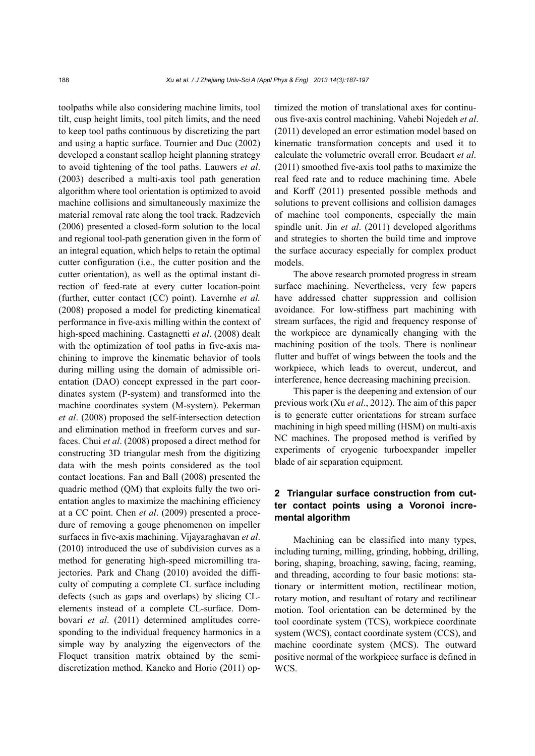toolpaths while also considering machine limits, tool tilt, cusp height limits, tool pitch limits, and the need to keep tool paths continuous by discretizing the part and using a haptic surface. Tournier and Duc (2002) developed a constant scallop height planning strategy to avoid tightening of the tool paths. Lauwers *et al*. (2003) described a multi-axis tool path generation algorithm where tool orientation is optimized to avoid machine collisions and simultaneously maximize the material removal rate along the tool track. Radzevich (2006) presented a closed-form solution to the local and regional tool-path generation given in the form of an integral equation, which helps to retain the optimal cutter configuration (i.e., the cutter position and the cutter orientation), as well as the optimal instant direction of feed-rate at every cutter location-point (further, cutter contact (CC) point). Lavernhe *et al.* (2008) proposed a model for predicting kinematical performance in five-axis milling within the context of high-speed machining. Castagnetti *et al*. (2008) dealt with the optimization of tool paths in five-axis machining to improve the kinematic behavior of tools during milling using the domain of admissible orientation (DAO) concept expressed in the part coordinates system (P-system) and transformed into the machine coordinates system (M-system). Pekerman *et al*. (2008) proposed the self-intersection detection and elimination method in freeform curves and surfaces. Chui *et al*. (2008) proposed a direct method for constructing 3D triangular mesh from the digitizing data with the mesh points considered as the tool contact locations. Fan and Ball (2008) presented the quadric method (QM) that exploits fully the two orientation angles to maximize the machining efficiency at a CC point. Chen *et al*. (2009) presented a procedure of removing a gouge phenomenon on impeller surfaces in five-axis machining. Vijayaraghavan *et al*. (2010) introduced the use of subdivision curves as a method for generating high-speed micromilling trajectories. Park and Chang (2010) avoided the difficulty of computing a complete CL surface including defects (such as gaps and overlaps) by slicing CL-elements instead of a complete CL-surface. Dombovari *et al*. (2011) determined amplitudes corresponding to the individual frequency harmonics in a simple way by analyzing the eigenvectors of the Floquet transition matrix obtained by the semi-discretization method. Kaneko and Horio (2011) optimized the motion of translational axes for continuous five-axis control machining. Vahebi Nojedeh *et al*. (2011) developed an error estimation model based on kinematic transformation concepts and used it to calculate the volumetric overall error. Beudaert *et al*. (2011) smoothed five-axis tool paths to maximize the real feed rate and to reduce machining time. Abele and Korff (2011) presented possible methods and solutions to prevent collisions and collision damages of machine tool components, especially the main spindle unit. Jin *et al*. (2011) developed algorithms and strategies to shorten the build time and improve the surface accuracy especially for complex product models.

The above research promoted progress in stream surface machining. Nevertheless, very few papers have addressed chatter suppression and collision avoidance. For low-stiffness part machining with stream surfaces, the rigid and frequency response of the workpiece are dynamically changing with the machining position of the tools. There is nonlinear flutter and buffet of wings between the tools and the workpiece, which leads to overcut, undercut, and interference, hence decreasing machining precision.

This paper is the deepening and extension of our previous work (Xu *et al*., 2012). The aim of this paper is to generate cutter orientations for stream surface machining in high speed milling (HSM) on multi-axis NC machines. The proposed method is verified by experiments of cryogenic turboexpander impeller blade of air separation equipment.

## 2 Triangular surface construction from cutter contact points using a Voronoi incremental algorithm

Machining can be classified into many types, including turning, milling, grinding, hobbing, drilling, boring, shaping, broaching, sawing, facing, reaming, and threading, according to four basic motions: stationary or intermittent motion, rectilinear motion, rotary motion, and resultant of rotary and rectilinear motion. Tool orientation can be determined by the tool coordinate system (TCS), workpiece coordinate system (WCS), contact coordinate system (CCS), and machine coordinate system (MCS). The outward positive normal of the workpiece surface is defined in WCS.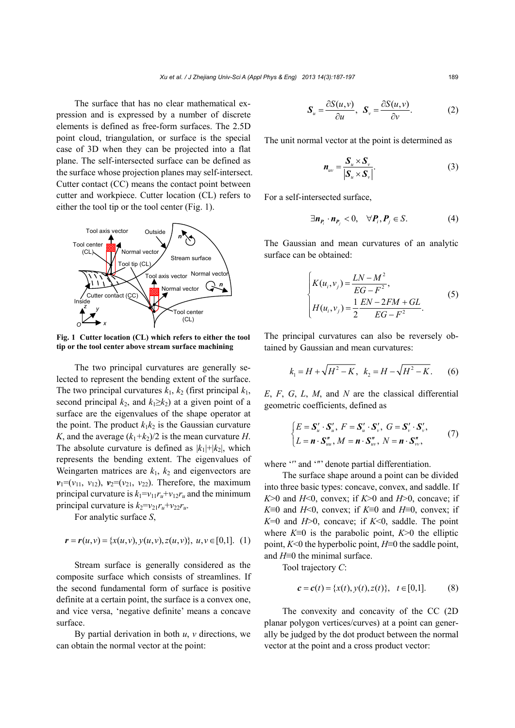The surface that has no clear mathematical expression and is expressed by a number of discrete elements is defined as free-form surfaces. The 2.5D point cloud, triangulation, or surface is the special case of 3D when they can be projected into a flat plane. The self-intersected surface can be defined as the surface whose projection planes may self-intersect. Cutter contact (CC) means the contact point between cutter and workpiece. Cutter location (CL) refers to either the tool tip or the tool center (Fig. 1).

**Fig. 1 Cutter location (CL) which refers to either the tool tip or the tool center above stream surface machining**

The two principal curvatures are generally selected to represent the bending extent of the surface. The two principal curvatures $k_1$, $k_2$ (first principal $k_1$, second principal $k_2$, and $k_1 \geq k_2$) at a given point of a surface are the eigenvalues of the shape operator at the point. The product $k_1k_2$ is the Gaussian curvature $K$, and the average $(k_1+k_2)/2$ is the mean curvature $H$. The absolute curvature is defined as $|k_1|+|k_2|$, which represents the bending extent. The eigenvalues of Weingarten matrices are $k_1$, $k_2$ and eigenvectors are $\boldsymbol{v}_1=(v_{11}, v_{12})$, $\boldsymbol{v}_2=(v_{21}, v_{22})$. Therefore, the maximum principal curvature is $k_1=v_{11}r_u+v_{12}r_u$ and the minimum principal curvature is $k_2=v_{21}r_u+v_{22}r_u$.

For analytic surface $S$,

$$\boldsymbol{r}=\boldsymbol{r}(u,v)=\{x(u,v), y(u,v), z(u,v)\},\ u,v\in[0,1]. \quad (1)$$

Stream surface is generally considered as the composite surface which consists of streamlines. If the second fundamental form of surface is positive definite at a certain point, the surface is a convex one, and vice versa, 'negative definite' means a concave surface.

By partial derivation in both $u$, $v$ directions, we can obtain the normal vector at the point:

$$\boldsymbol{S}_u=\frac{\partial S(u,v)}{\partial u},\ \ \boldsymbol{S}_v=\frac{\partial S(u,v)}{\partial v}. \quad (2)$$

The unit normal vector at the point is determined as

$$\boldsymbol{n}_{uv}=\frac{\boldsymbol{S}_u\times\boldsymbol{S}_v}{|\boldsymbol{S}_u\times\boldsymbol{S}_v|}. \quad (3)$$

For a self-intersected surface,

$$\exists \boldsymbol{n}_{\boldsymbol{P}_i}\cdot\boldsymbol{n}_{\boldsymbol{P}_j}<0,\quad \forall \boldsymbol{P}_i, \boldsymbol{P}_j\in S. \quad (4)$$

The Gaussian and mean curvatures of an analytic surface can be obtained:

$$\begin{cases} K(u_i,v_j)=\dfrac{LN-M^2}{EG-F^2}, \\ H(u_i,v_j)=\dfrac{1}{2}\dfrac{EN-2FM+GL}{EG-F^2}. \end{cases} \quad (5)$$

The principal curvatures can also be reversely obtained by Gaussian and mean curvatures:

$$k_1=H+\sqrt{H^2-K},\ \ k_2=H-\sqrt{H^2-K}. \quad (6)$$

$E$, $F$, $G$, $L$, $M$, and $N$ are the classical differential geometric coefficients, defined as

$$\begin{cases} E=\boldsymbol{S}'_u\cdot\boldsymbol{S}'_u,\ F=\boldsymbol{S}'_u\cdot\boldsymbol{S}'_v,\ G=\boldsymbol{S}'_v\cdot\boldsymbol{S}'_v, \\ L=\boldsymbol{n}\cdot\boldsymbol{S}''_{uu},\ M=\boldsymbol{n}\cdot\boldsymbol{S}''_{uv},\ N=\boldsymbol{n}\cdot\boldsymbol{S}''_{vv}, \end{cases} \quad (7)$$

where '′' and '″' denote partial differentiation.

The surface shape around a point can be divided into three basic types: concave, convex, and saddle. If $K>0$ and $H<0$, convex; if $K>0$ and $H>0$, concave; if $K\equiv0$ and $H<0$, convex; if $K\equiv0$ and $H\equiv0$, convex; if $K=0$ and $H>0$, concave; if $K<0$, saddle. The point where $K\equiv0$ is the parabolic point, $K>0$ the elliptic point, $K<0$ the hyperbolic point, $H\equiv0$ the saddle point, and $H\equiv0$ the minimal surface.

Tool trajectory $C$:

$$\boldsymbol{c}=\boldsymbol{c}(t)=\{x(t), y(t), z(t)\},\quad t\in[0,1]. \quad (8)$$

The convexity and concavity of the CC (2D planar polygon vertices/curves) at a point can generally be judged by the dot product between the normal vector at the point and a cross product vector: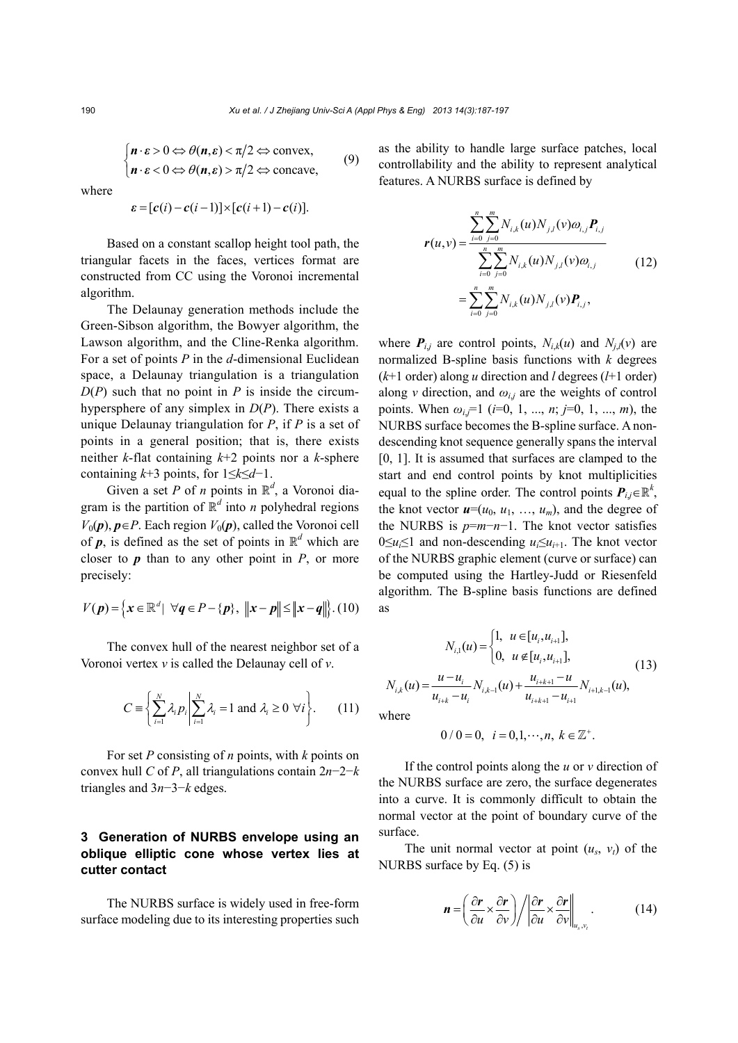$$
\begin{cases} \boldsymbol{n} \cdot \boldsymbol{\varepsilon} > 0 \Leftrightarrow \theta(\boldsymbol{n}, \boldsymbol{\varepsilon}) < \pi/2 \Leftrightarrow \text{convex}, \\ \boldsymbol{n} \cdot \boldsymbol{\varepsilon} < 0 \Leftrightarrow \theta(\boldsymbol{n}, \boldsymbol{\varepsilon}) > \pi/2 \Leftrightarrow \text{concave}, \end{cases} \tag{9}
$$

where

$$
\boldsymbol{\varepsilon} = [\boldsymbol{c}(i) - \boldsymbol{c}(i-1)] \times [\boldsymbol{c}(i+1) - \boldsymbol{c}(i)].
$$

Based on a constant scallop height tool path, the triangular facets in the faces, vertices format are constructed from CC using the Voronoi incremental algorithm.

The Delaunay generation methods include the Green-Sibson algorithm, the Bowyer algorithm, the Lawson algorithm, and the Cline-Renka algorithm. For a set of points $P$ in the $d$-dimensional Euclidean space, a Delaunay triangulation is a triangulation $D(P)$ such that no point in $P$ is inside the circum-hypersphere of any simplex in $D(P)$. There exists a unique Delaunay triangulation for $P$, if $P$ is a set of points in a general position; that is, there exists neither $k$-flat containing $k$+2 points nor a $k$-sphere containing $k$+3 points, for $1 \leq k \leq d-1$.

Given a set $P$ of $n$ points in $\mathbb{R}^d$, a Voronoi diagram is the partition of $\mathbb{R}^d$ into $n$ polyhedral regions $V_0(\boldsymbol{p})$, $\boldsymbol{p} \in P$. Each region $V_0(\boldsymbol{p})$, called the Voronoi cell of $\boldsymbol{p}$, is defined as the set of points in $\mathbb{R}^d$ which are closer to $\boldsymbol{p}$ than to any other point in $P$, or more precisely:

$$
V(\boldsymbol{p}) = \left\{ \boldsymbol{x} \in \mathbb{R}^d \mid \forall \boldsymbol{q} \in P - \{\boldsymbol{p}\},\ \|\boldsymbol{x} - \boldsymbol{p}\| \leq \|\boldsymbol{x} - \boldsymbol{q}\| \right\}. \tag{10}
$$

The convex hull of the nearest neighbor set of a Voronoi vertex $v$ is called the Delaunay cell of $v$.

$$
C \equiv \left\{ \sum_{i=1}^{N} \lambda_i p_i \,\middle|\, \sum_{i=1}^{N} \lambda_i = 1 \text{ and } \lambda_i \geq 0\ \forall i \right\}. \tag{11}
$$

For set $P$ consisting of $n$ points, with $k$ points on convex hull $C$ of $P$, all triangulations contain $2n-2-k$ triangles and $3n-3-k$ edges.

## 3 Generation of NURBS envelope using an oblique elliptic cone whose vertex lies at cutter contact

The NURBS surface is widely used in free-form surface modeling due to its interesting properties such as the ability to handle large surface patches, local controllability and the ability to represent analytical features. A NURBS surface is defined by

$$
\begin{aligned}
\boldsymbol{r}(u,v) &= \frac{\sum_{i=0}^{n}\sum_{j=0}^{m} N_{i,k}(u) N_{j,l}(v) \omega_{i,j} \boldsymbol{P}_{i,j}}{\sum_{i=0}^{n}\sum_{j=0}^{m} N_{i,k}(u) N_{j,l}(v) \omega_{i,j}} \\
&= \sum_{i=0}^{n}\sum_{j=0}^{m} N_{i,k}(u) N_{j,l}(v) \boldsymbol{P}_{i,j},
\end{aligned} \tag{12}
$$

where $\boldsymbol{P}_{i,j}$ are control points, $N_{i,k}(u)$ and $N_{j,l}(v)$ are normalized B-spline basis functions with $k$ degrees ($k$+1 order) along $u$ direction and $l$ degrees ($l$+1 order) along $v$ direction, and $\omega_{i,j}$ are the weights of control points. When $\omega_{i,j}=1$ ($i$=0, 1, ..., $n$; $j$=0, 1, ..., $m$), the NURBS surface becomes the B-spline surface. A non-descending knot sequence generally spans the interval [0, 1]. It is assumed that surfaces are clamped to the start and end control points by knot multiplicities equal to the spline order. The control points $\boldsymbol{P}_{i,j} \in \mathbb{R}^k$, the knot vector $\boldsymbol{u}=(u_0, u_1, \ldots, u_m)$, and the degree of the NURBS is $p=m-n-1$. The knot vector satisfies $0 \leq u_i \leq 1$ and non-descending $u_i \leq u_{i+1}$. The knot vector of the NURBS graphic element (curve or surface) can be computed using the Hartley-Judd or Riesenfeld algorithm. The B-spline basis functions are defined as

$$
\begin{aligned}
N_{i,1}(u) &= \begin{cases} 1, & u \in [u_i, u_{i+1}], \\ 0, & u \notin [u_i, u_{i+1}], \end{cases} \\
N_{i,k}(u) &= \frac{u - u_i}{u_{i+k} - u_i} N_{i,k-1}(u) + \frac{u_{i+k+1} - u}{u_{i+k+1} - u_{i+1}} N_{i+1,k-1}(u),
\end{aligned} \tag{13}
$$

where

$$
0/0 = 0,\quad i = 0, 1, \cdots, n,\ k \in \mathbb{Z}^+.
$$

If the control points along the $u$ or $v$ direction of the NURBS surface are zero, the surface degenerates into a curve. It is commonly difficult to obtain the normal vector at the point of boundary curve of the surface.

The unit normal vector at point ($u_s$, $v_t$) of the NURBS surface by Eq. (5) is

$$
\boldsymbol{n} = \left( \frac{\partial \boldsymbol{r}}{\partial u} \times \frac{\partial \boldsymbol{r}}{\partial v} \right) \Bigg/ \left| \frac{\partial \boldsymbol{r}}{\partial u} \times \frac{\partial \boldsymbol{r}}{\partial v} \right|_{u_s, v_t}. \tag{14}
$$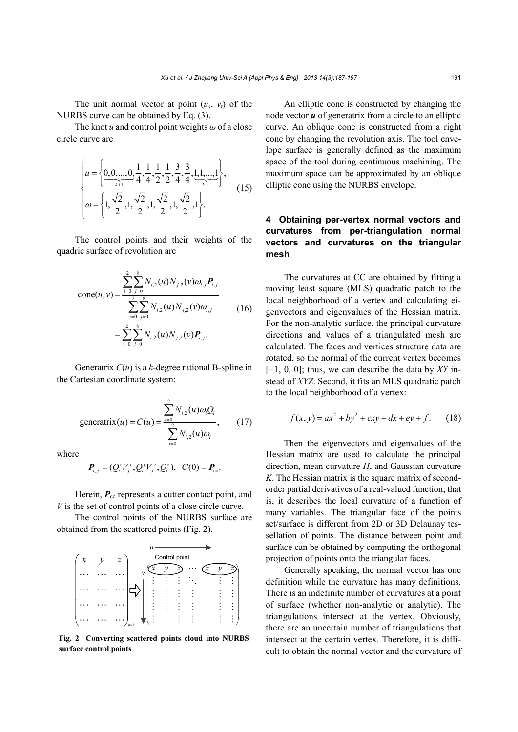The unit normal vector at point ($u_s$, $v_t$) of the NURBS curve can be obtained by Eq. (3).

The knot $u$ and control point weights $\omega$ of a close circle curve are

$$\begin{cases} u = \left\{ \underbrace{0,0,...,0}_{k+1}, \frac{1}{4}, \frac{1}{4}, \frac{1}{2}, \frac{1}{2}, \frac{3}{4}, \frac{3}{4}, \underbrace{1,1,...,1}_{k+1} \right\}, \\ \omega = \left\{ 1, \frac{\sqrt{2}}{2}, 1, \frac{\sqrt{2}}{2}, 1, \frac{\sqrt{2}}{2}, 1, \frac{\sqrt{2}}{2}, 1 \right\}. \end{cases} \tag{15}$$

The control points and their weights of the quadric surface of revolution are

$$\begin{aligned} \mathrm{cone}(u,v) &= \frac{\sum_{i=0}^{2}\sum_{j=0}^{8} N_{i,2}(u)N_{j,2}(v)\omega_{i,j}\boldsymbol{P}_{i,j}}{\sum_{i=0}^{2}\sum_{j=0}^{8} N_{i,2}(u)N_{j,2}(v)\omega_{i,j}} \\ &= \sum_{i=0}^{2}\sum_{j=0}^{8} N_{i,2}(u)N_{j,2}(v)\boldsymbol{P}_{i,j}. \end{aligned} \tag{16}$$

Generatrix $C(u)$ is a $k$-degree rational B-spline in the Cartesian coordinate system:

$$\mathrm{generatrix}(u) = C(u) = \frac{\sum_{i=0}^{2} N_{i,2}(u)\omega_i Q_i}{\sum_{i=0}^{2} N_{i,2}(u)\omega_i}, \tag{17}$$

where

$$\boldsymbol{P}_{i,j} = (Q_i^x V_j^x, Q_i^y V_j^y, Q_i^z), \quad C(0) = \boldsymbol{P}_{\mathrm{cc}}.$$

Herein, $\boldsymbol{P}_{\mathrm{cc}}$ represents a cutter contact point, and $V$ is the set of control points of a close circle curve.

The control points of the NURBS surface are obtained from the scattered points (Fig. 2).

**Fig. 2 Converting scattered points cloud into NURBS surface control points**

An elliptic cone is constructed by changing the node vector $\boldsymbol{u}$ of generatrix from a circle to an elliptic curve. An oblique cone is constructed from a right cone by changing the revolution axis. The tool envelope surface is generally defined as the maximum space of the tool during continuous machining. The maximum space can be approximated by an oblique elliptic cone using the NURBS envelope.

## 4 Obtaining per-vertex normal vectors and curvatures from per-triangulation normal vectors and curvatures on the triangular mesh

The curvatures at CC are obtained by fitting a moving least square (MLS) quadratic patch to the local neighborhood of a vertex and calculating eigenvectors and eigenvalues of the Hessian matrix. For the non-analytic surface, the principal curvature directions and values of a triangulated mesh are calculated. The faces and vertices structure data are rotated, so the normal of the current vertex becomes [−1, 0, 0]; thus, we can describe the data by $XY$ instead of $XYZ$. Second, it fits an MLS quadratic patch to the local neighborhood of a vertex:

$$f(x,y) = ax^2 + by^2 + cxy + dx + ey + f. \tag{18}$$

Then the eigenvectors and eigenvalues of the Hessian matrix are used to calculate the principal direction, mean curvature $H$, and Gaussian curvature $K$. The Hessian matrix is the square matrix of second-order partial derivatives of a real-valued function; that is, it describes the local curvature of a function of many variables. The triangular face of the points set/surface is different from 2D or 3D Delaunay tessellation of points. The distance between point and surface can be obtained by computing the orthogonal projection of points onto the triangular faces.

Generally speaking, the normal vector has one definition while the curvature has many definitions. There is an indefinite number of curvatures at a point of surface (whether non-analytic or analytic). The triangulations intersect at the vertex. Obviously, there are an uncertain number of triangulations that intersect at the certain vertex. Therefore, it is difficult to obtain the normal vector and the curvature of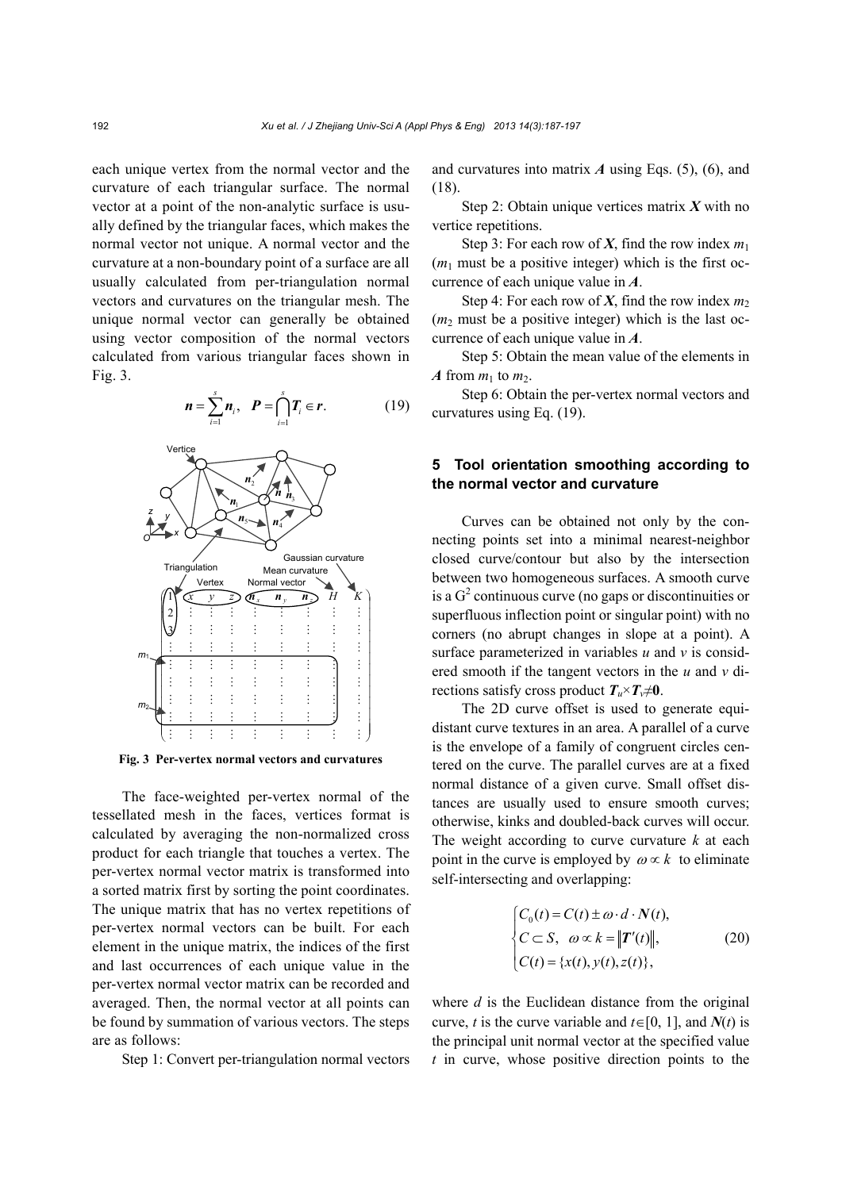each unique vertex from the normal vector and the curvature of each triangular surface. The normal vector at a point of the non-analytic surface is usually defined by the triangular faces, which makes the normal vector not unique. A normal vector and the curvature at a non-boundary point of a surface are all usually calculated from per-triangulation normal vectors and curvatures on the triangular mesh. The unique normal vector can generally be obtained using vector composition of the normal vectors calculated from various triangular faces shown in Fig. 3.

$$\boldsymbol{n}=\sum_{i=1}^{s}\boldsymbol{n}_i,\quad \boldsymbol{P}=\bigcap_{i=1}^{s}\boldsymbol{T}_i\in\boldsymbol{r}. \tag{19}$$

**Fig. 3 Per-vertex normal vectors and curvatures**

The face-weighted per-vertex normal of the tessellated mesh in the faces, vertices format is calculated by averaging the non-normalized cross product for each triangle that touches a vertex. The per-vertex normal vector matrix is transformed into a sorted matrix first by sorting the point coordinates. The unique matrix that has no vertex repetitions of per-vertex normal vectors can be built. For each element in the unique matrix, the indices of the first and last occurrences of each unique value in the per-vertex normal vector matrix can be recorded and averaged. Then, the normal vector at all points can be found by summation of various vectors. The steps are as follows:

Step 1: Convert per-triangulation normal vectors and curvatures into matrix $\boldsymbol{A}$ using Eqs. (5), (6), and (18).

Step 2: Obtain unique vertices matrix $\boldsymbol{X}$ with no vertice repetitions.

Step 3: For each row of $\boldsymbol{X}$, find the row index $m_1$ ($m_1$ must be a positive integer) which is the first occurrence of each unique value in $\boldsymbol{A}$.

Step 4: For each row of $\boldsymbol{X}$, find the row index $m_2$ ($m_2$ must be a positive integer) which is the last occurrence of each unique value in $\boldsymbol{A}$.

Step 5: Obtain the mean value of the elements in $\boldsymbol{A}$ from $m_1$ to $m_2$.

Step 6: Obtain the per-vertex normal vectors and curvatures using Eq. (19).

## 5 Tool orientation smoothing according to the normal vector and curvature

Curves can be obtained not only by the connecting points set into a minimal nearest-neighbor closed curve/contour but also by the intersection between two homogeneous surfaces. A smooth curve is a $G^2$ continuous curve (no gaps or discontinuities or superfluous inflection point or singular point) with no corners (no abrupt changes in slope at a point). A surface parameterized in variables $u$ and $v$ is considered smooth if the tangent vectors in the $u$ and $v$ directions satisfy cross product $\boldsymbol{T}_u\times\boldsymbol{T}_v\neq\boldsymbol{0}$.

The 2D curve offset is used to generate equidistant curve textures in an area. A parallel of a curve is the envelope of a family of congruent circles centered on the curve. The parallel curves are at a fixed normal distance of a given curve. Small offset distances are usually used to ensure smooth curves; otherwise, kinks and doubled-back curves will occur. The weight according to curve curvature $k$ at each point in the curve is employed by $\omega\propto k$ to eliminate self-intersecting and overlapping:

$$\begin{cases}C_0(t)=C(t)\pm\omega\cdot d\cdot\boldsymbol{N}(t),\\ C\subset S,\quad \omega\propto k=\|\boldsymbol{T}'(t)\|,\\ C(t)=\{x(t),y(t),z(t)\},\end{cases} \tag{20}$$

where $d$ is the Euclidean distance from the original curve, $t$ is the curve variable and $t\in[0, 1]$, and $\boldsymbol{N}(t)$ is the principal unit normal vector at the specified value $t$ in curve, whose positive direction points to the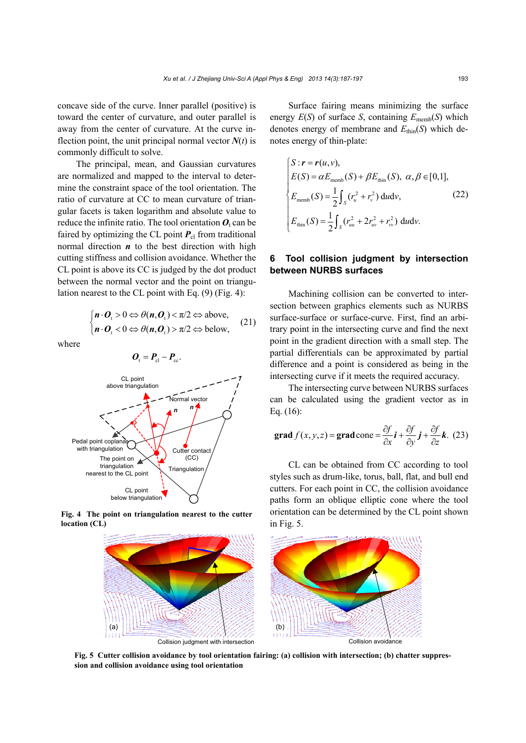concave side of the curve. Inner parallel (positive) is toward the center of curvature, and outer parallel is away from the center of curvature. At the curve inflection point, the unit principal normal vector $\boldsymbol{N}(t)$ is commonly difficult to solve.

The principal, mean, and Gaussian curvatures are normalized and mapped to the interval to determine the constraint space of the tool orientation. The ratio of curvature at CC to mean curvature of triangular facets is taken logarithm and absolute value to reduce the infinite ratio. The tool orientation $\boldsymbol{O}_t$ can be faired by optimizing the CL point $\boldsymbol{P}_{cl}$ from traditional normal direction $\boldsymbol{n}$ to the best direction with high cutting stiffness and collision avoidance. Whether the CL point is above its CC is judged by the dot product between the normal vector and the point on triangulation nearest to the CL point with Eq. (9) (Fig. 4):

$$\begin{cases} \boldsymbol{n}\cdot\boldsymbol{O}_t > 0 \Leftrightarrow \theta(\boldsymbol{n},\boldsymbol{O}_t) < \pi/2 \Leftrightarrow \text{above}, \\ \boldsymbol{n}\cdot\boldsymbol{O}_t < 0 \Leftrightarrow \theta(\boldsymbol{n},\boldsymbol{O}_t) > \pi/2 \Leftrightarrow \text{below}, \end{cases} \tag{21}$$

where

$$\boldsymbol{O}_t = \boldsymbol{P}_{cl} - \boldsymbol{P}_{cc}.$$

**Fig. 4 The point on triangulation nearest to the cutter location (CL)**

Surface fairing means minimizing the surface energy $E(S)$ of surface $S$, containing $E_{memb}(S)$ which denotes energy of membrane and $E_{thin}(S)$ which denotes energy of thin-plate:

$$\begin{cases} S: \boldsymbol{r} = \boldsymbol{r}(u,v), \\ E(S) = \alpha E_{memb}(S) + \beta E_{thin}(S),\ \alpha,\beta \in [0,1], \\ E_{memb}(S) = \dfrac{1}{2}\displaystyle\int_S (r_u^2 + r_v^2)\,\mathrm{d}u\mathrm{d}v, \\ E_{thin}(S) = \dfrac{1}{2}\displaystyle\int_S (r_{uu}^2 + 2r_{uv}^2 + r_{vv}^2)\,\mathrm{d}u\mathrm{d}v. \end{cases} \tag{22}$$

## 6 Tool collision judgment by intersection between NURBS surfaces

Machining collision can be converted to intersection between graphics elements such as NURBS surface-surface or surface-curve. First, find an arbitrary point in the intersecting curve and find the next point in the gradient direction with a small step. The partial differentials can be approximated by partial difference and a point is considered as being in the intersecting curve if it meets the required accuracy.

The intersecting curve between NURBS surfaces can be calculated using the gradient vector as in Eq. (16):

$$\textbf{grad}\, f(x,y,z) = \textbf{grad}\,\text{cone} = \frac{\partial f}{\partial x}\boldsymbol{i} + \frac{\partial f}{\partial y}\boldsymbol{j} + \frac{\partial f}{\partial z}\boldsymbol{k}. \tag{23}$$

CL can be obtained from CC according to tool styles such as drum-like, torus, ball, flat, and bull end cutters. For each point in CC, the collision avoidance paths form an oblique elliptic cone where the tool orientation can be determined by the CL point shown in Fig. 5.

**Fig. 5 Cutter collision avoidance by tool orientation fairing: (a) collision with intersection; (b) chatter suppression and collision avoidance using tool orientation**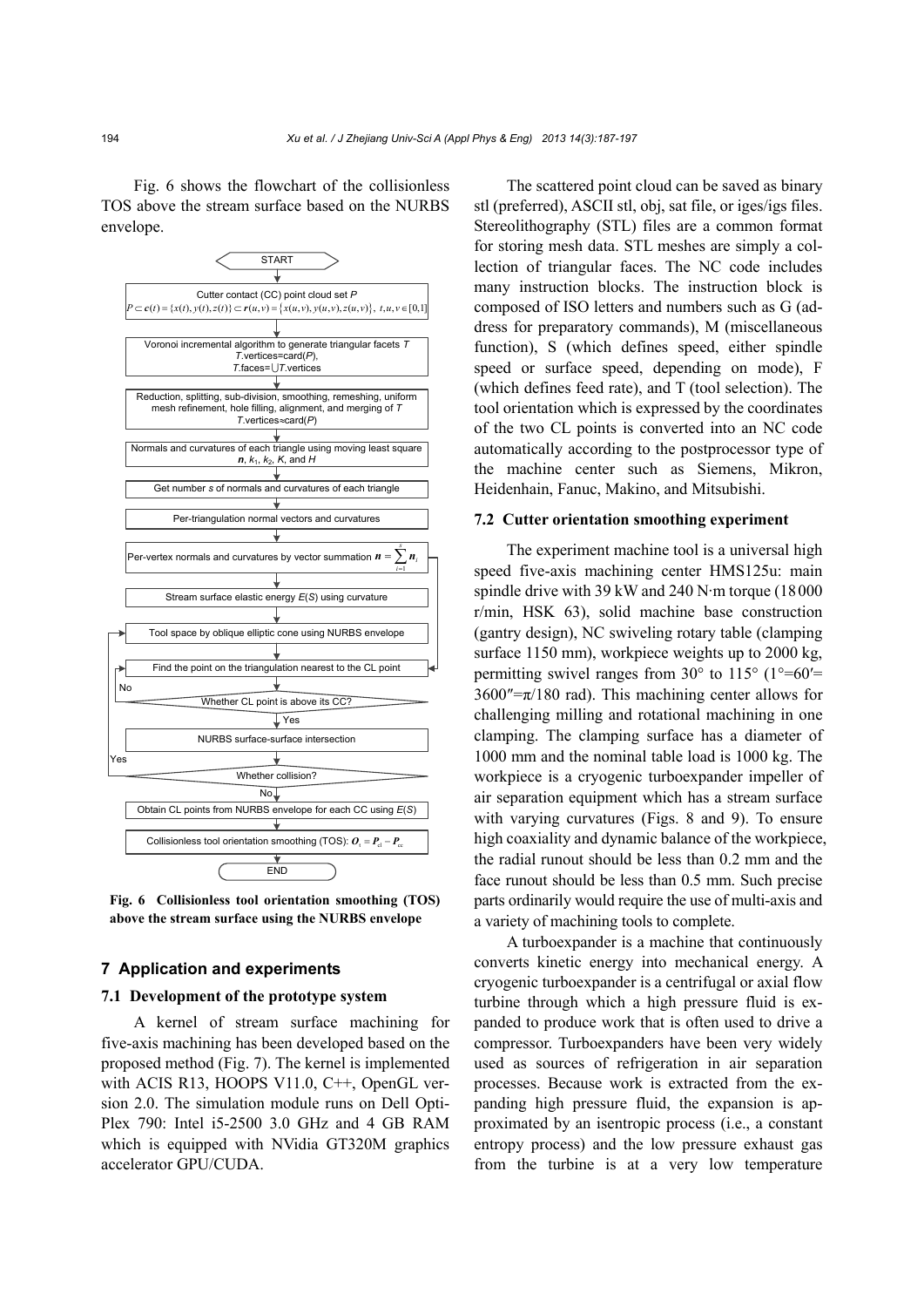Fig. 6 shows the flowchart of the collisionless TOS above the stream surface based on the NURBS envelope.

Fig. 6 Collisionless tool orientation smoothing (TOS) above the stream surface using the NURBS envelope

## 7 Application and experiments

### 7.1 Development of the prototype system

A kernel of stream surface machining for five-axis machining has been developed based on the proposed method (Fig. 7). The kernel is implemented with ACIS R13, HOOPS V11.0, C++, OpenGL version 2.0. The simulation module runs on Dell OptiPlex 790: Intel i5-2500 3.0 GHz and 4 GB RAM which is equipped with NVidia GT320M graphics accelerator GPU/CUDA.

The scattered point cloud can be saved as binary stl (preferred), ASCII stl, obj, sat file, or iges/igs files. Stereolithography (STL) files are a common format for storing mesh data. STL meshes are simply a collection of triangular faces. The NC code includes many instruction blocks. The instruction block is composed of ISO letters and numbers such as G (address for preparatory commands), M (miscellaneous function), S (which defines speed, either spindle speed or surface speed, depending on mode), F (which defines feed rate), and T (tool selection). The tool orientation which is expressed by the coordinates of the two CL points is converted into an NC code automatically according to the postprocessor type of the machine center such as Siemens, Mikron, Heidenhain, Fanuc, Makino, and Mitsubishi.

### 7.2 Cutter orientation smoothing experiment

The experiment machine tool is a universal high speed five-axis machining center HMS125u: main spindle drive with 39 kW and 240 N·m torque (18 000 r/min, HSK 63), solid machine base construction (gantry design), NC swiveling rotary table (clamping surface 1150 mm), workpiece weights up to 2000 kg, permitting swivel ranges from 30° to 115° (1°=60′=3600″=π/180 rad). This machining center allows for challenging milling and rotational machining in one clamping. The clamping surface has a diameter of 1000 mm and the nominal table load is 1000 kg. The workpiece is a cryogenic turboexpander impeller of air separation equipment which has a stream surface with varying curvatures (Figs. 8 and 9). To ensure high coaxiality and dynamic balance of the workpiece, the radial runout should be less than 0.2 mm and the face runout should be less than 0.5 mm. Such precise parts ordinarily would require the use of multi-axis and a variety of machining tools to complete.

A turboexpander is a machine that continuously converts kinetic energy into mechanical energy. A cryogenic turboexpander is a centrifugal or axial flow turbine through which a high pressure fluid is expanded to produce work that is often used to drive a compressor. Turboexpanders have been very widely used as sources of refrigeration in air separation processes. Because work is extracted from the expanding high pressure fluid, the expansion is approximated by an isentropic process (i.e., a constant entropy process) and the low pressure exhaust gas from the turbine is at a very low temperature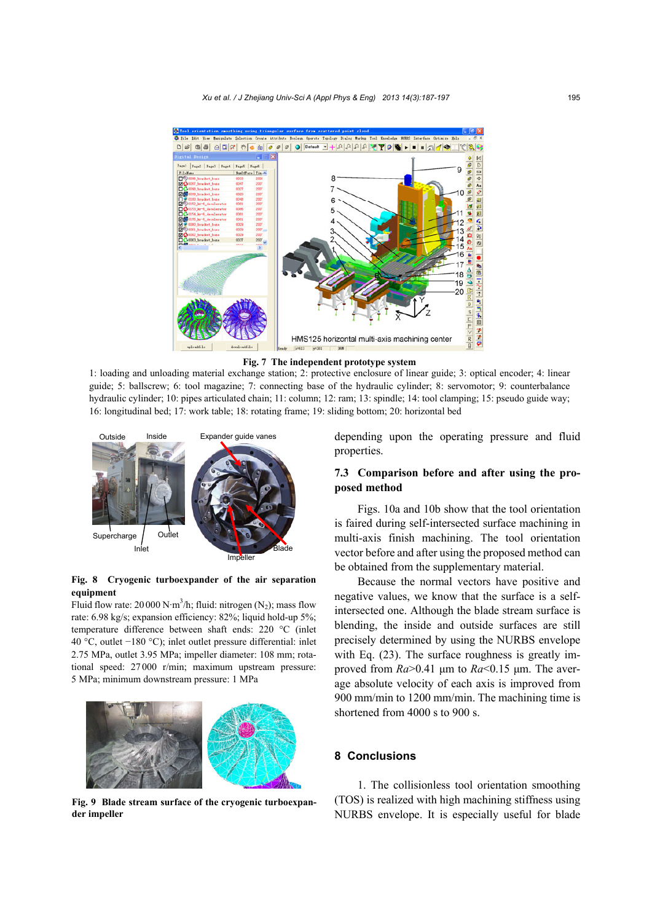**Fig. 7 The independent prototype system**

1: loading and unloading material exchange station; 2: protective enclosure of linear guide; 3: optical encoder; 4: linear guide; 5: ballscrew; 6: tool magazine; 7: connecting base of the hydraulic cylinder; 8: servomotor; 9: counterbalance hydraulic cylinder; 10: pipes articulated chain; 11: column; 12: ram; 13: spindle; 14: tool clamping; 15: pseudo guide way; 16: longitudinal bed; 17: work table; 18: rotating frame; 19: sliding bottom; 20: horizontal bed

**Fig. 8 Cryogenic turboexpander of the air separation equipment**

Fluid flow rate: 20 000 N·m$^3$/h; fluid: nitrogen ($N_2$); mass flow rate: 6.98 kg/s; expansion efficiency: 82%; liquid hold-up 5%; temperature difference between shaft ends: 220 °C (inlet 40 °C, outlet −180 °C); inlet outlet pressure differential: inlet 2.75 MPa, outlet 3.95 MPa; impeller diameter: 108 mm; rotational speed: 27 000 r/min; maximum upstream pressure: 5 MPa; minimum downstream pressure: 1 MPa

**Fig. 9 Blade stream surface of the cryogenic turboexpander impeller**

depending upon the operating pressure and fluid properties.

### 7.3 Comparison before and after using the proposed method

Figs. 10a and 10b show that the tool orientation is faired during self-intersected surface machining in multi-axis finish machining. The tool orientation vector before and after using the proposed method can be obtained from the supplementary material.

Because the normal vectors have positive and negative values, we know that the surface is a self-intersected one. Although the blade stream surface is blending, the inside and outside surfaces are still precisely determined by using the NURBS envelope with Eq. (23). The surface roughness is greatly improved from $Ra$>0.41 μm to $Ra$<0.15 μm. The average absolute velocity of each axis is improved from 900 mm/min to 1200 mm/min. The machining time is shortened from 4000 s to 900 s.

## 8 Conclusions

1. The collisionless tool orientation smoothing (TOS) is realized with high machining stiffness using NURBS envelope. It is especially useful for blade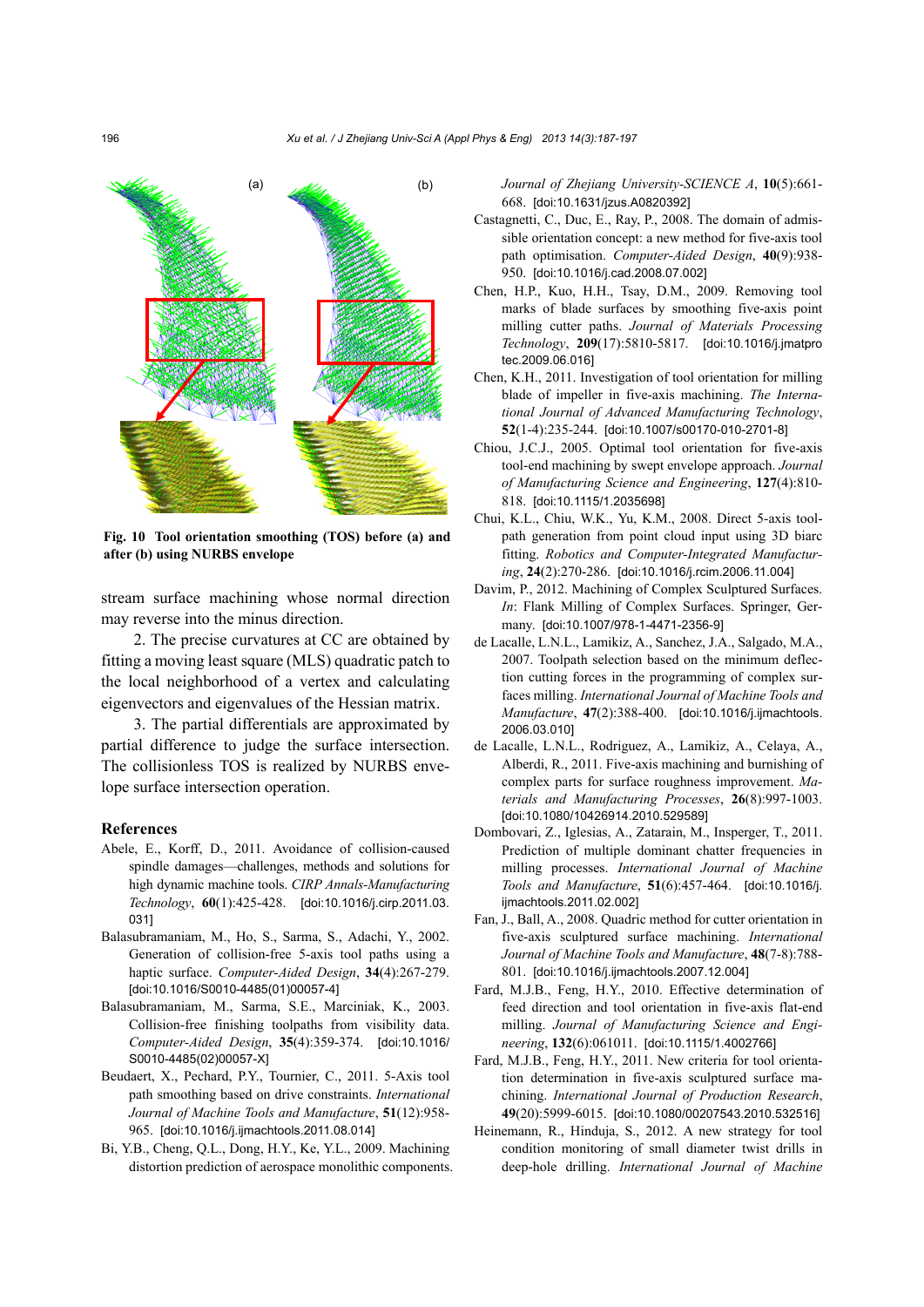Fig. 10 Tool orientation smoothing (TOS) before (a) and after (b) using NURBS envelope

stream surface machining whose normal direction may reverse into the minus direction.

2. The precise curvatures at CC are obtained by fitting a moving least square (MLS) quadratic patch to the local neighborhood of a vertex and calculating eigenvectors and eigenvalues of the Hessian matrix.

3. The partial differentials are approximated by partial difference to judge the surface intersection. The collisionless TOS is realized by NURBS envelope surface intersection operation.

## References

Abele, E., Korff, D., 2011. Avoidance of collision-caused spindle damages—challenges, methods and solutions for high dynamic machine tools. *CIRP Annals-Manufacturing Technology*, **60**(1):425-428. [doi:10.1016/j.cirp.2011.03.031]

Balasubramaniam, M., Ho, S., Sarma, S., Adachi, Y., 2002. Generation of collision-free 5-axis tool paths using a haptic surface. *Computer-Aided Design*, **34**(4):267-279. [doi:10.1016/S0010-4485(01)00057-4]

Balasubramaniam, M., Sarma, S.E., Marciniak, K., 2003. Collision-free finishing toolpaths from visibility data. *Computer-Aided Design*, **35**(4):359-374. [doi:10.1016/S0010-4485(02)00057-X]

Beudaert, X., Pechard, P.Y., Tournier, C., 2011. 5-Axis tool path smoothing based on drive constraints. *International Journal of Machine Tools and Manufacture*, **51**(12):958-965. [doi:10.1016/j.ijmachtools.2011.08.014]

Bi, Y.B., Cheng, Q.L., Dong, H.Y., Ke, Y.L., 2009. Machining distortion prediction of aerospace monolithic components. *Journal of Zhejiang University-SCIENCE A*, **10**(5):661-668. [doi:10.1631/jzus.A0820392]

Castagnetti, C., Duc, E., Ray, P., 2008. The domain of admissible orientation concept: a new method for five-axis tool path optimisation. *Computer-Aided Design*, **40**(9):938-950. [doi:10.1016/j.cad.2008.07.002]

Chen, H.P., Kuo, H.H., Tsay, D.M., 2009. Removing tool marks of blade surfaces by smoothing five-axis point milling cutter paths. *Journal of Materials Processing Technology*, **209**(17):5810-5817. [doi:10.1016/j.jmatprotec.2009.06.016]

Chen, K.H., 2011. Investigation of tool orientation for milling blade of impeller in five-axis machining. *The International Journal of Advanced Manufacturing Technology*, **52**(1-4):235-244. [doi:10.1007/s00170-010-2701-8]

Chiou, J.C.J., 2005. Optimal tool orientation for five-axis tool-end machining by swept envelope approach. *Journal of Manufacturing Science and Engineering*, **127**(4):810-818. [doi:10.1115/1.2035698]

Chui, K.L., Chiu, W.K., Yu, K.M., 2008. Direct 5-axis tool-path generation from point cloud input using 3D biarc fitting. *Robotics and Computer-Integrated Manufacturing*, **24**(2):270-286. [doi:10.1016/j.rcim.2006.11.004]

Davim, P., 2012. Machining of Complex Sculptured Surfaces. *In*: Flank Milling of Complex Surfaces. Springer, Germany. [doi:10.1007/978-1-4471-2356-9]

de Lacalle, L.N.L., Lamikiz, A., Sanchez, J.A., Salgado, M.A., 2007. Toolpath selection based on the minimum deflection cutting forces in the programming of complex surfaces milling. *International Journal of Machine Tools and Manufacture*, **47**(2):388-400. [doi:10.1016/j.ijmachtools.2006.03.010]

de Lacalle, L.N.L., Rodriguez, A., Lamikiz, A., Celaya, A., Alberdi, R., 2011. Five-axis machining and burnishing of complex parts for surface roughness improvement. *Materials and Manufacturing Processes*, **26**(8):997-1003. [doi:10.1080/10426914.2010.529589]

Dombovari, Z., Iglesias, A., Zatarain, M., Insperger, T., 2011. Prediction of multiple dominant chatter frequencies in milling processes. *International Journal of Machine Tools and Manufacture*, **51**(6):457-464. [doi:10.1016/j.ijmachtools.2011.02.002]

Fan, J., Ball, A., 2008. Quadric method for cutter orientation in five-axis sculptured surface machining. *International Journal of Machine Tools and Manufacture*, **48**(7-8):788-801. [doi:10.1016/j.ijmachtools.2007.12.004]

Fard, M.J.B., Feng, H.Y., 2010. Effective determination of feed direction and tool orientation in five-axis flat-end milling. *Journal of Manufacturing Science and Engineering*, **132**(6):061011. [doi:10.1115/1.4002766]

Fard, M.J.B., Feng, H.Y., 2011. New criteria for tool orientation determination in five-axis sculptured surface machining. *International Journal of Production Research*, **49**(20):5999-6015. [doi:10.1080/00207543.2010.532516]

Heinemann, R., Hinduja, S., 2012. A new strategy for tool condition monitoring of small diameter twist drills in deep-hole drilling. *International Journal of Machine*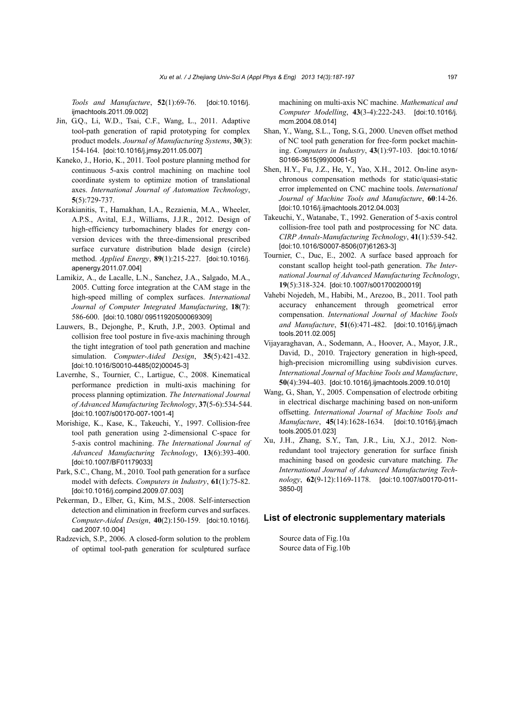*Tools and Manufacture*, **52**(1):69-76. [doi:10.1016/j.ijmachtools.2011.09.002]

Jin, G.Q., Li, W.D., Tsai, C.F., Wang, L., 2011. Adaptive tool-path generation of rapid prototyping for complex product models. *Journal of Manufacturing Systems*, **30**(3):154-164. [doi:10.1016/j.jmsy.2011.05.007]

Kaneko, J., Horio, K., 2011. Tool posture planning method for continuous 5-axis control machining on machine tool coordinate system to optimize motion of translational axes. *International Journal of Automation Technology*, **5**(5):729-737.

Korakianitis, T., Hamakhan, I.A., Rezaienia, M.A., Wheeler, A.P.S., Avital, E.J., Williams, J.J.R., 2012. Design of high-efficiency turbomachinery blades for energy conversion devices with the three-dimensional prescribed surface curvature distribution blade design (circle) method. *Applied Energy*, **89**(1):215-227. [doi:10.1016/j.apenergy.2011.07.004]

Lamikiz, A., de Lacalle, L.N., Sanchez, J.A., Salgado, M.A., 2005. Cutting force integration at the CAM stage in the high-speed milling of complex surfaces. *International Journal of Computer Integrated Manufacturing*, **18**(7):586-600. [doi:10.1080/ 09511920500069309]

Lauwers, B., Dejonghe, P., Kruth, J.P., 2003. Optimal and collision free tool posture in five-axis machining through the tight integration of tool path generation and machine simulation. *Computer-Aided Design*, **35**(5):421-432. [doi:10.1016/S0010-4485(02)00045-3]

Lavernhe, S., Tournier, C., Lartigue, C., 2008. Kinematical performance prediction in multi-axis machining for process planning optimization. *The International Journal of Advanced Manufacturing Technology*, **37**(5-6):534-544. [doi:10.1007/s00170-007-1001-4]

Morishige, K., Kase, K., Takeuchi, Y., 1997. Collision-free tool path generation using 2-dimensional C-space for 5-axis control machining. *The International Journal of Advanced Manufacturing Technology*, **13**(6):393-400. [doi:10.1007/BF01179033]

Park, S.C., Chang, M., 2010. Tool path generation for a surface model with defects. *Computers in Industry*, **61**(1):75-82. [doi:10.1016/j.compind.2009.07.003]

Pekerman, D., Elber, G., Kim, M.S., 2008. Self-intersection detection and elimination in freeform curves and surfaces. *Computer-Aided Design*, **40**(2):150-159. [doi:10.1016/j.cad.2007.10.004]

Radzevich, S.P., 2006. A closed-form solution to the problem of optimal tool-path generation for sculptured surface machining on multi-axis NC machine. *Mathematical and Computer Modelling*, **43**(3-4):222-243. [doi:10.1016/j.mcm.2004.08.014]

Shan, Y., Wang, S.L., Tong, S.G., 2000. Uneven offset method of NC tool path generation for free-form pocket machining. *Computers in Industry*, **43**(1):97-103. [doi:10.1016/S0166-3615(99)00061-5]

Shen, H.Y., Fu, J.Z., He, Y., Yao, X.H., 2012. On-line asynchronous compensation methods for static/quasi-static error implemented on CNC machine tools. *International Journal of Machine Tools and Manufacture*, **60**:14-26. [doi:10.1016/j.ijmachtools.2012.04.003]

Takeuchi, Y., Watanabe, T., 1992. Generation of 5-axis control collision-free tool path and postprocessing for NC data. *CIRP Annals-Manufacturing Technology*, **41**(1):539-542. [doi:10.1016/S0007-8506(07)61263-3]

Tournier, C., Duc, E., 2002. A surface based approach for constant scallop height tool-path generation. *The International Journal of Advanced Manufacturing Technology*, **19**(5):318-324. [doi:10.1007/s001700200019]

Vahebi Nojedeh, M., Habibi, M., Arezoo, B., 2011. Tool path accuracy enhancement through geometrical error compensation. *International Journal of Machine Tools and Manufacture*, **51**(6):471-482. [doi:10.1016/j.ijmachtools.2011.02.005]

Vijayaraghavan, A., Sodemann, A., Hoover, A., Mayor, J.R., David, D., 2010. Trajectory generation in high-speed, high-precision micromilling using subdivision curves. *International Journal of Machine Tools and Manufacture*, **50**(4):394-403. [doi:10.1016/j.ijmachtools.2009.10.010]

Wang, G., Shan, Y., 2005. Compensation of electrode orbiting in electrical discharge machining based on non-uniform offsetting. *International Journal of Machine Tools and Manufacture*, **45**(14):1628-1634. [doi:10.1016/j.ijmachtools.2005.01.023]

Xu, J.H., Zhang, S.Y., Tan, J.R., Liu, X.J., 2012. Non-redundant tool trajectory generation for surface finish machining based on geodesic curvature matching. *The International Journal of Advanced Manufacturing Technology*, **62**(9-12):1169-1178. [doi:10.1007/s00170-011-3850-0]

## List of electronic supplementary materials

Source data of Fig.10a
Source data of Fig.10b